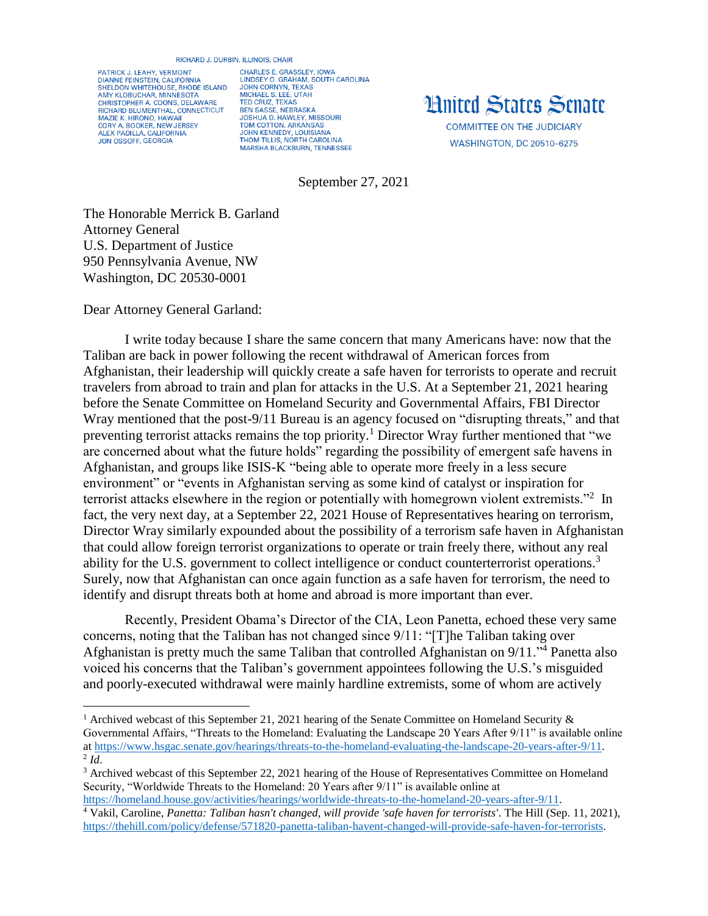RICHARD J. DURBIN, ILLINOIS, CHAIR

PATRICK J. LEAHY, VERMONT
DIANNE FEINSTEIN, CALIFORNIA
SHELDON WHITEHOUSE, RHODE ISLAND
AMY KLOBUCHAR, MINNESOTA
CHRISTOPHER A. COONS, DELAWARE
RICHARD BLUMENTHAL, CONNECTICUT
MAZIE K. HIRONO, HAWAII
CORY A. BOOKER, NEW JERSEY
ALEX PADILLA, CALIFORNIA
JON OSSOFF, GEORGIA

CHARLES E. GRASSLEY, IOWA
LINDSEY O. GRAHAM, SOUTH CAROLINA
JOHN CORNYN, TEXAS
MICHAEL S. LEE, UTAH
TED CRUZ, TEXAS
BEN SASSE, NEBRASKA
JOSHUA D. HAWLEY, MISSOURI
TOM COTTON, ARKANSAS
JOHN KENNEDY, LOUISIANA
THOM TILLIS, NORTH CAROLINA
MARSHA BLACKBURN, TENNESSEE

# United States Senate

COMMITTEE ON THE JUDICIARY
WASHINGTON, DC 20510–6275

September 27, 2021

The Honorable Merrick B. Garland
Attorney General
U.S. Department of Justice
950 Pennsylvania Avenue, NW
Washington, DC 20530-0001

Dear Attorney General Garland:

I write today because I share the same concern that many Americans have: now that the Taliban are back in power following the recent withdrawal of American forces from Afghanistan, their leadership will quickly create a safe haven for terrorists to operate and recruit travelers from abroad to train and plan for attacks in the U.S. At a September 21, 2021 hearing before the Senate Committee on Homeland Security and Governmental Affairs, FBI Director Wray mentioned that the post-9/11 Bureau is an agency focused on "disrupting threats," and that preventing terrorist attacks remains the top priority.[1] Director Wray further mentioned that "we are concerned about what the future holds" regarding the possibility of emergent safe havens in Afghanistan, and groups like ISIS-K "being able to operate more freely in a less secure environment" or "events in Afghanistan serving as some kind of catalyst or inspiration for terrorist attacks elsewhere in the region or potentially with homegrown violent extremists."[2] In fact, the very next day, at a September 22, 2021 House of Representatives hearing on terrorism, Director Wray similarly expounded about the possibility of a terrorism safe haven in Afghanistan that could allow foreign terrorist organizations to operate or train freely there, without any real ability for the U.S. government to collect intelligence or conduct counterterrorist operations.[3] Surely, now that Afghanistan can once again function as a safe haven for terrorism, the need to identify and disrupt threats both at home and abroad is more important than ever.

Recently, President Obama's Director of the CIA, Leon Panetta, echoed these very same concerns, noting that the Taliban has not changed since 9/11: "[T]he Taliban taking over Afghanistan is pretty much the same Taliban that controlled Afghanistan on 9/11."[4] Panetta also voiced his concerns that the Taliban's government appointees following the U.S.'s misguided and poorly-executed withdrawal were mainly hardline extremists, some of whom are actively

---

[1] Archived webcast of this September 21, 2021 hearing of the Senate Committee on Homeland Security & Governmental Affairs, "Threats to the Homeland: Evaluating the Landscape 20 Years After 9/11" is available online at https://www.hsgac.senate.gov/hearings/threats-to-the-homeland-evaluating-the-landscape-20-years-after-9/11.

[2] *Id*.

[3] Archived webcast of this September 22, 2021 hearing of the House of Representatives Committee on Homeland Security, "Worldwide Threats to the Homeland: 20 Years after 9/11" is available online at https://homeland.house.gov/activities/hearings/worldwide-threats-to-the-homeland-20-years-after-9/11.

[4] Vakil, Caroline, *Panetta: Taliban hasn't changed, will provide 'safe haven for terrorists'*. The Hill (Sep. 11, 2021), https://thehill.com/policy/defense/571820-panetta-taliban-havent-changed-will-provide-safe-haven-for-terrorists.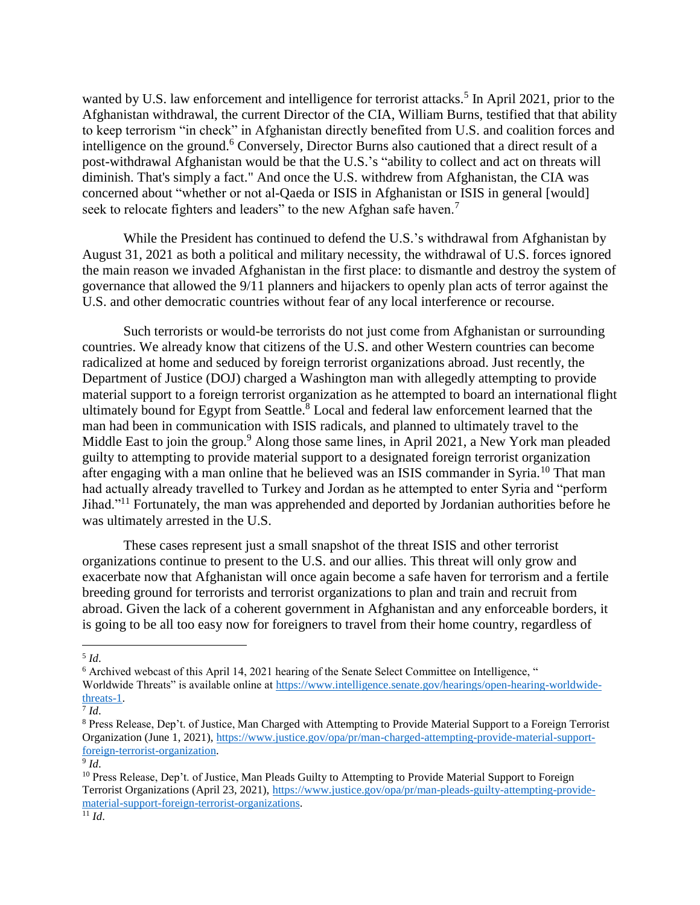wanted by U.S. law enforcement and intelligence for terrorist attacks.[5] In April 2021, prior to the Afghanistan withdrawal, the current Director of the CIA, William Burns, testified that that ability to keep terrorism "in check" in Afghanistan directly benefited from U.S. and coalition forces and intelligence on the ground.[6] Conversely, Director Burns also cautioned that a direct result of a post-withdrawal Afghanistan would be that the U.S.'s "ability to collect and act on threats will diminish. That's simply a fact." And once the U.S. withdrew from Afghanistan, the CIA was concerned about "whether or not al-Qaeda or ISIS in Afghanistan or ISIS in general [would] seek to relocate fighters and leaders" to the new Afghan safe haven.[7]

While the President has continued to defend the U.S.'s withdrawal from Afghanistan by August 31, 2021 as both a political and military necessity, the withdrawal of U.S. forces ignored the main reason we invaded Afghanistan in the first place: to dismantle and destroy the system of governance that allowed the 9/11 planners and hijackers to openly plan acts of terror against the U.S. and other democratic countries without fear of any local interference or recourse.

Such terrorists or would-be terrorists do not just come from Afghanistan or surrounding countries. We already know that citizens of the U.S. and other Western countries can become radicalized at home and seduced by foreign terrorist organizations abroad. Just recently, the Department of Justice (DOJ) charged a Washington man with allegedly attempting to provide material support to a foreign terrorist organization as he attempted to board an international flight ultimately bound for Egypt from Seattle.[8] Local and federal law enforcement learned that the man had been in communication with ISIS radicals, and planned to ultimately travel to the Middle East to join the group.[9] Along those same lines, in April 2021, a New York man pleaded guilty to attempting to provide material support to a designated foreign terrorist organization after engaging with a man online that he believed was an ISIS commander in Syria.[10] That man had actually already travelled to Turkey and Jordan as he attempted to enter Syria and "perform Jihad."[11] Fortunately, the man was apprehended and deported by Jordanian authorities before he was ultimately arrested in the U.S.

These cases represent just a small snapshot of the threat ISIS and other terrorist organizations continue to present to the U.S. and our allies. This threat will only grow and exacerbate now that Afghanistan will once again become a safe haven for terrorism and a fertile breeding ground for terrorists and terrorist organizations to plan and train and recruit from abroad. Given the lack of a coherent government in Afghanistan and any enforceable borders, it is going to be all too easy now for foreigners to travel from their home country, regardless of

---

[5] *Id*.

[6] Archived webcast of this April 14, 2021 hearing of the Senate Select Committee on Intelligence, " Worldwide Threats" is available online at https://www.intelligence.senate.gov/hearings/open-hearing-worldwide-threats-1.

[7] *Id*.

[8] Press Release, Dep't. of Justice, Man Charged with Attempting to Provide Material Support to a Foreign Terrorist Organization (June 1, 2021), https://www.justice.gov/opa/pr/man-charged-attempting-provide-material-support-foreign-terrorist-organization.

[9] *Id*.

[10] Press Release, Dep't. of Justice, Man Pleads Guilty to Attempting to Provide Material Support to Foreign Terrorist Organizations (April 23, 2021), https://www.justice.gov/opa/pr/man-pleads-guilty-attempting-provide-material-support-foreign-terrorist-organizations.

[11] *Id*.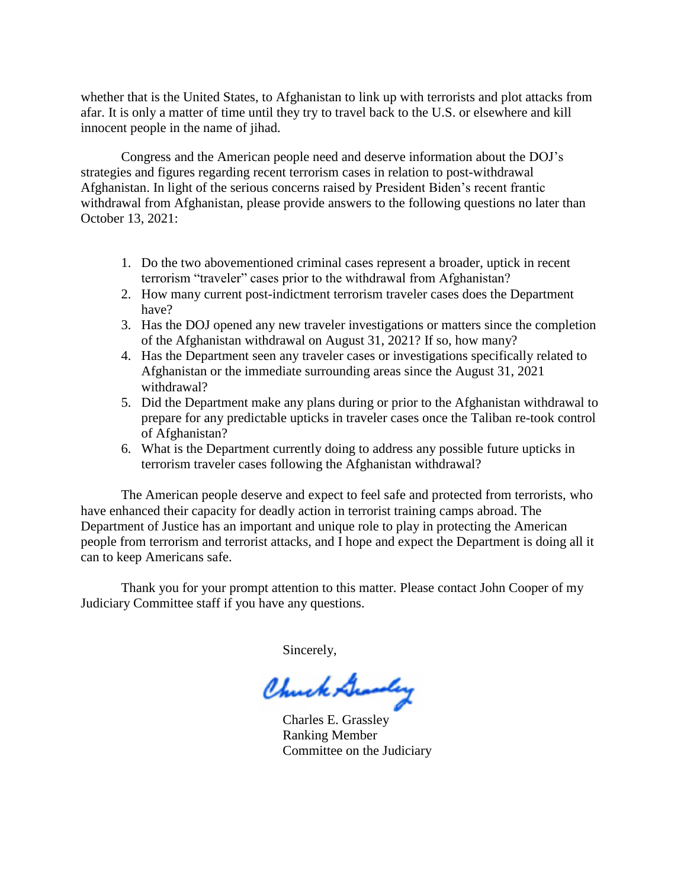whether that is the United States, to Afghanistan to link up with terrorists and plot attacks from afar. It is only a matter of time until they try to travel back to the U.S. or elsewhere and kill innocent people in the name of jihad.

Congress and the American people need and deserve information about the DOJ's strategies and figures regarding recent terrorism cases in relation to post-withdrawal Afghanistan. In light of the serious concerns raised by President Biden's recent frantic withdrawal from Afghanistan, please provide answers to the following questions no later than October 13, 2021:

1. Do the two abovementioned criminal cases represent a broader, uptick in recent terrorism "traveler" cases prior to the withdrawal from Afghanistan?
2. How many current post-indictment terrorism traveler cases does the Department have?
3. Has the DOJ opened any new traveler investigations or matters since the completion of the Afghanistan withdrawal on August 31, 2021? If so, how many?
4. Has the Department seen any traveler cases or investigations specifically related to Afghanistan or the immediate surrounding areas since the August 31, 2021 withdrawal?
5. Did the Department make any plans during or prior to the Afghanistan withdrawal to prepare for any predictable upticks in traveler cases once the Taliban re-took control of Afghanistan?
6. What is the Department currently doing to address any possible future upticks in terrorism traveler cases following the Afghanistan withdrawal?

The American people deserve and expect to feel safe and protected from terrorists, who have enhanced their capacity for deadly action in terrorist training camps abroad. The Department of Justice has an important and unique role to play in protecting the American people from terrorism and terrorist attacks, and I hope and expect the Department is doing all it can to keep Americans safe.

Thank you for your prompt attention to this matter. Please contact John Cooper of my Judiciary Committee staff if you have any questions.

Sincerely,

Chuck Grassley

Charles E. Grassley
Ranking Member
Committee on the Judiciary